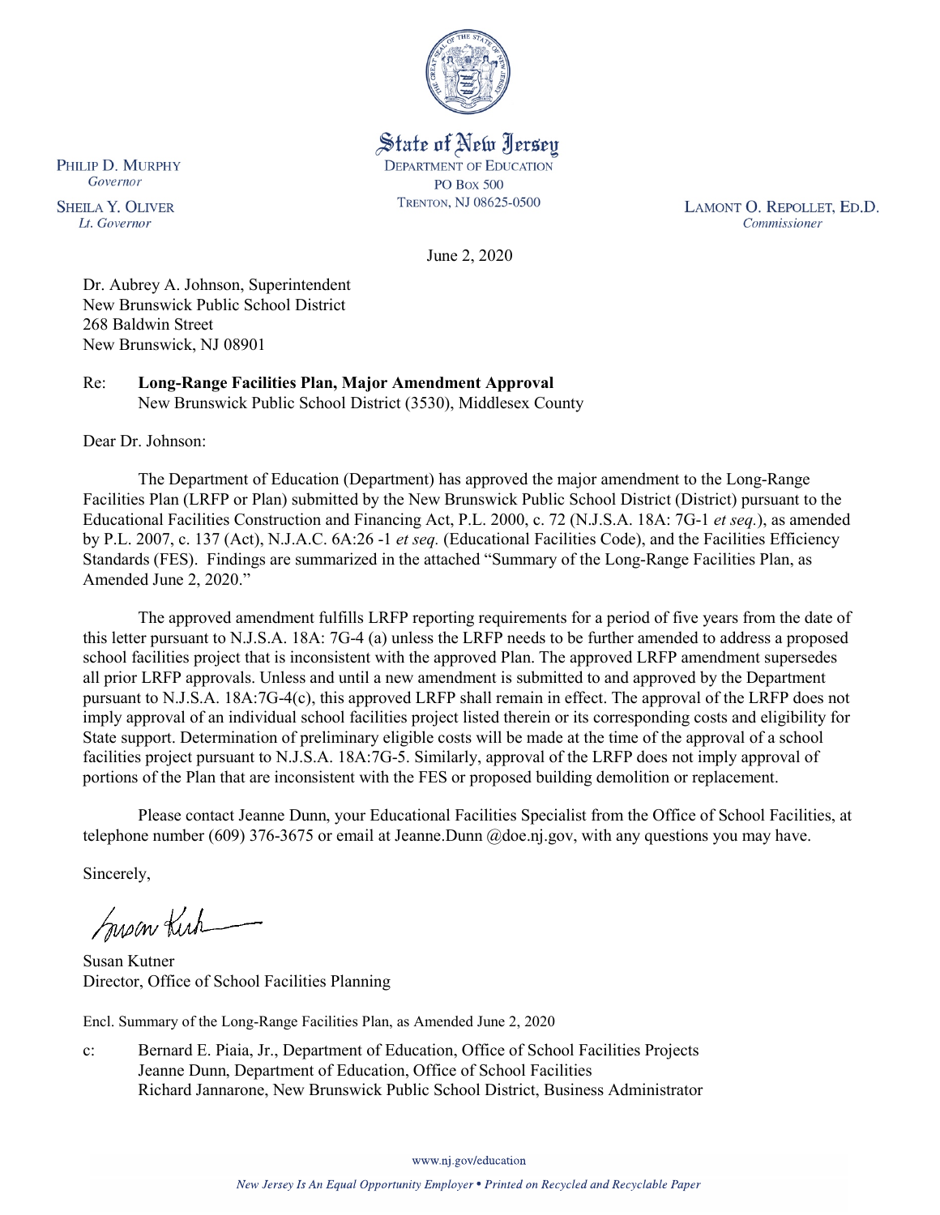State of New Jersey
DEPARTMENT OF EDUCATION
PO Box 500
TRENTON, NJ 08625-0500

PHILIP D. MURPHY
*Governor*

SHEILA Y. OLIVER
*Lt. Governor*

LAMONT O. REPOLLET, ED.D.
*Commissioner*

June 2, 2020

Dr. Aubrey A. Johnson, Superintendent
New Brunswick Public School District
268 Baldwin Street
New Brunswick, NJ 08901

Re: **Long-Range Facilities Plan, Major Amendment Approval**
New Brunswick Public School District (3530), Middlesex County

Dear Dr. Johnson:

The Department of Education (Department) has approved the major amendment to the Long-Range Facilities Plan (LRFP or Plan) submitted by the New Brunswick Public School District (District) pursuant to the Educational Facilities Construction and Financing Act, P.L. 2000, c. 72 (N.J.S.A. 18A: 7G-1 *et seq.*), as amended by P.L. 2007, c. 137 (Act), N.J.A.C. 6A:26 -1 *et seq.* (Educational Facilities Code), and the Facilities Efficiency Standards (FES). Findings are summarized in the attached "Summary of the Long-Range Facilities Plan, as Amended June 2, 2020."

The approved amendment fulfills LRFP reporting requirements for a period of five years from the date of this letter pursuant to N.J.S.A. 18A: 7G-4 (a) unless the LRFP needs to be further amended to address a proposed school facilities project that is inconsistent with the approved Plan. The approved LRFP amendment supersedes all prior LRFP approvals. Unless and until a new amendment is submitted to and approved by the Department pursuant to N.J.S.A. 18A:7G-4(c), this approved LRFP shall remain in effect. The approval of the LRFP does not imply approval of an individual school facilities project listed therein or its corresponding costs and eligibility for State support. Determination of preliminary eligible costs will be made at the time of the approval of a school facilities project pursuant to N.J.S.A. 18A:7G-5. Similarly, approval of the LRFP does not imply approval of portions of the Plan that are inconsistent with the FES or proposed building demolition or replacement.

Please contact Jeanne Dunn, your Educational Facilities Specialist from the Office of School Facilities, at telephone number (609) 376-3675 or email at Jeanne.Dunn @doe.nj.gov, with any questions you may have.

Sincerely,

Susan Kutner
Director, Office of School Facilities Planning

Encl. Summary of the Long-Range Facilities Plan, as Amended June 2, 2020

c: Bernard E. Piaia, Jr., Department of Education, Office of School Facilities Projects
Jeanne Dunn, Department of Education, Office of School Facilities
Richard Jannarone, New Brunswick Public School District, Business Administrator

www.nj.gov/education

*New Jersey Is An Equal Opportunity Employer • Printed on Recycled and Recyclable Paper*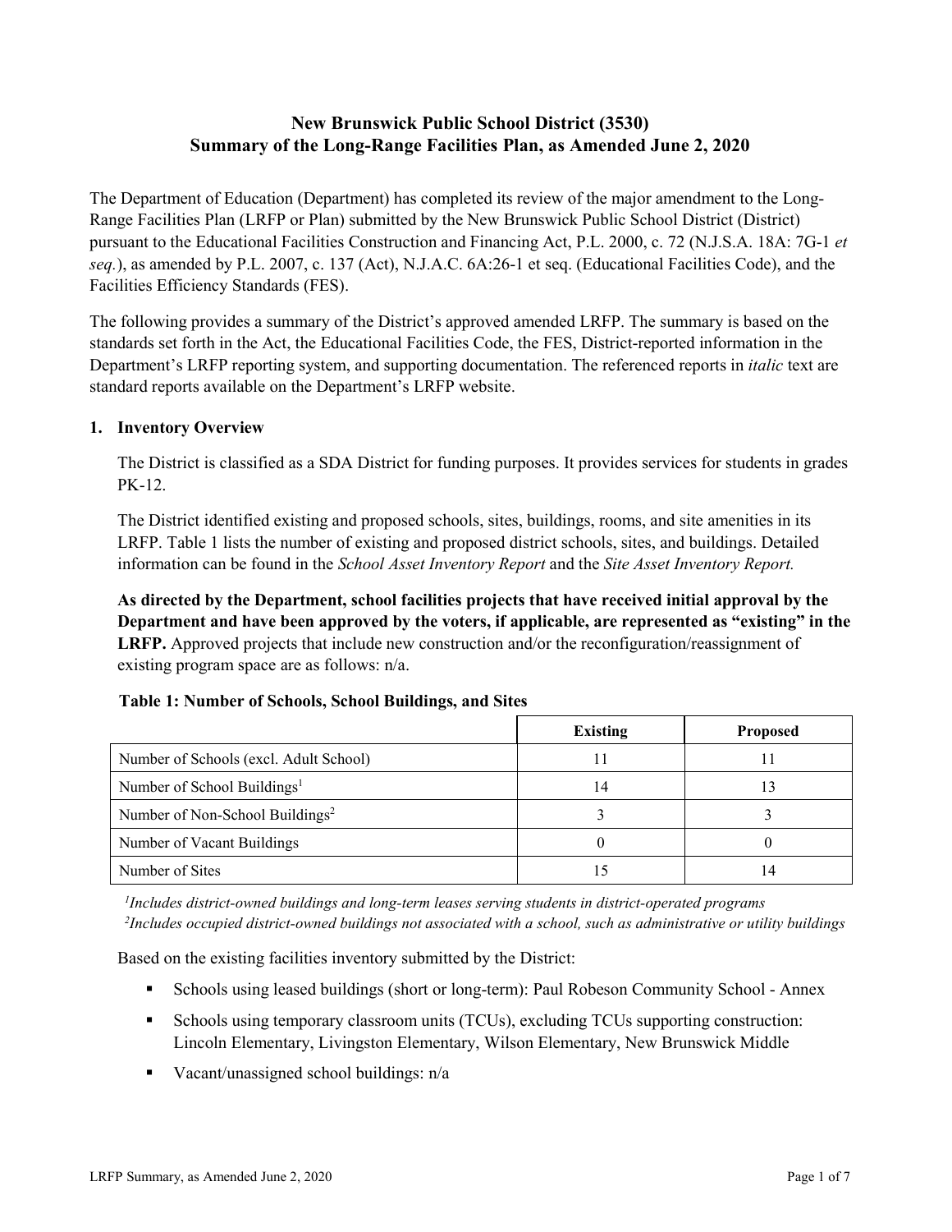# New Brunswick Public School District (3530)
# Summary of the Long-Range Facilities Plan, as Amended June 2, 2020

The Department of Education (Department) has completed its review of the major amendment to the Long-Range Facilities Plan (LRFP or Plan) submitted by the New Brunswick Public School District (District) pursuant to the Educational Facilities Construction and Financing Act, P.L. 2000, c. 72 (N.J.S.A. 18A: 7G-1 *et seq.*), as amended by P.L. 2007, c. 137 (Act), N.J.A.C. 6A:26-1 et seq. (Educational Facilities Code), and the Facilities Efficiency Standards (FES).

The following provides a summary of the District's approved amended LRFP. The summary is based on the standards set forth in the Act, the Educational Facilities Code, the FES, District-reported information in the Department's LRFP reporting system, and supporting documentation. The referenced reports in *italic* text are standard reports available on the Department's LRFP website.

## 1. Inventory Overview

The District is classified as a SDA District for funding purposes. It provides services for students in grades PK-12.

The District identified existing and proposed schools, sites, buildings, rooms, and site amenities in its LRFP. Table 1 lists the number of existing and proposed district schools, sites, and buildings. Detailed information can be found in the *School Asset Inventory Report* and the *Site Asset Inventory Report.*

**As directed by the Department, school facilities projects that have received initial approval by the Department and have been approved by the voters, if applicable, are represented as "existing" in the LRFP.** Approved projects that include new construction and/or the reconfiguration/reassignment of existing program space are as follows: n/a.

**Table 1: Number of Schools, School Buildings, and Sites**

| | Existing | Proposed |
|---|---|---|
| Number of Schools (excl. Adult School) | 11 | 11 |
| Number of School Buildings[1] | 14 | 13 |
| Number of Non-School Buildings[2] | 3 | 3 |
| Number of Vacant Buildings | 0 | 0 |
| Number of Sites | 15 | 14 |

*[1]Includes district-owned buildings and long-term leases serving students in district-operated programs*
*[2]Includes occupied district-owned buildings not associated with a school, such as administrative or utility buildings*

Based on the existing facilities inventory submitted by the District:

- Schools using leased buildings (short or long-term): Paul Robeson Community School - Annex
- Schools using temporary classroom units (TCUs), excluding TCUs supporting construction: Lincoln Elementary, Livingston Elementary, Wilson Elementary, New Brunswick Middle
- Vacant/unassigned school buildings: n/a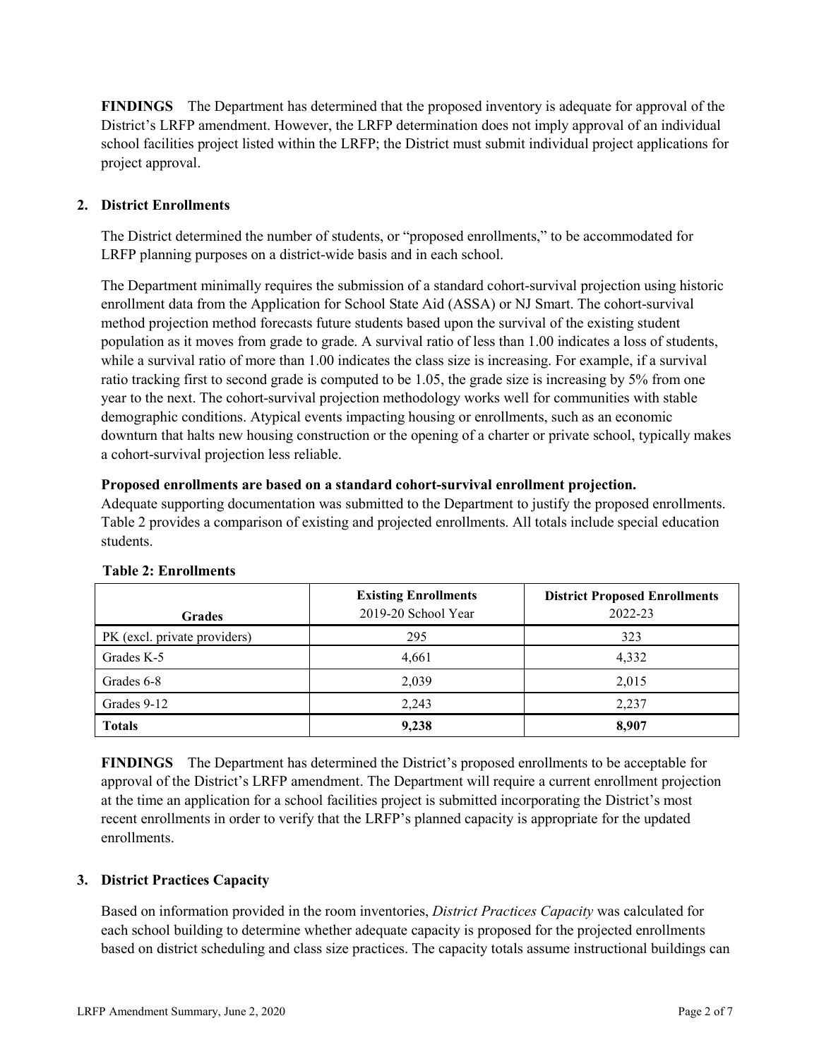**FINDINGS** The Department has determined that the proposed inventory is adequate for approval of the District's LRFP amendment. However, the LRFP determination does not imply approval of an individual school facilities project listed within the LRFP; the District must submit individual project applications for project approval.

## 2. District Enrollments

The District determined the number of students, or "proposed enrollments," to be accommodated for LRFP planning purposes on a district-wide basis and in each school.

The Department minimally requires the submission of a standard cohort-survival projection using historic enrollment data from the Application for School State Aid (ASSA) or NJ Smart. The cohort-survival method projection method forecasts future students based upon the survival of the existing student population as it moves from grade to grade. A survival ratio of less than 1.00 indicates a loss of students, while a survival ratio of more than 1.00 indicates the class size is increasing. For example, if a survival ratio tracking first to second grade is computed to be 1.05, the grade size is increasing by 5% from one year to the next. The cohort-survival projection methodology works well for communities with stable demographic conditions. Atypical events impacting housing or enrollments, such as an economic downturn that halts new housing construction or the opening of a charter or private school, typically makes a cohort-survival projection less reliable.

**Proposed enrollments are based on a standard cohort-survival enrollment projection.**
Adequate supporting documentation was submitted to the Department to justify the proposed enrollments. Table 2 provides a comparison of existing and projected enrollments. All totals include special education students.

**Table 2: Enrollments**

| Grades | Existing Enrollments 2019-20 School Year | District Proposed Enrollments 2022-23 |
|---|---|---|
| PK (excl. private providers) | 295 | 323 |
| Grades K-5 | 4,661 | 4,332 |
| Grades 6-8 | 2,039 | 2,015 |
| Grades 9-12 | 2,243 | 2,237 |
| **Totals** | **9,238** | **8,907** |

**FINDINGS** The Department has determined the District's proposed enrollments to be acceptable for approval of the District's LRFP amendment. The Department will require a current enrollment projection at the time an application for a school facilities project is submitted incorporating the District's most recent enrollments in order to verify that the LRFP's planned capacity is appropriate for the updated enrollments.

## 3. District Practices Capacity

Based on information provided in the room inventories, *District Practices Capacity* was calculated for each school building to determine whether adequate capacity is proposed for the projected enrollments based on district scheduling and class size practices. The capacity totals assume instructional buildings can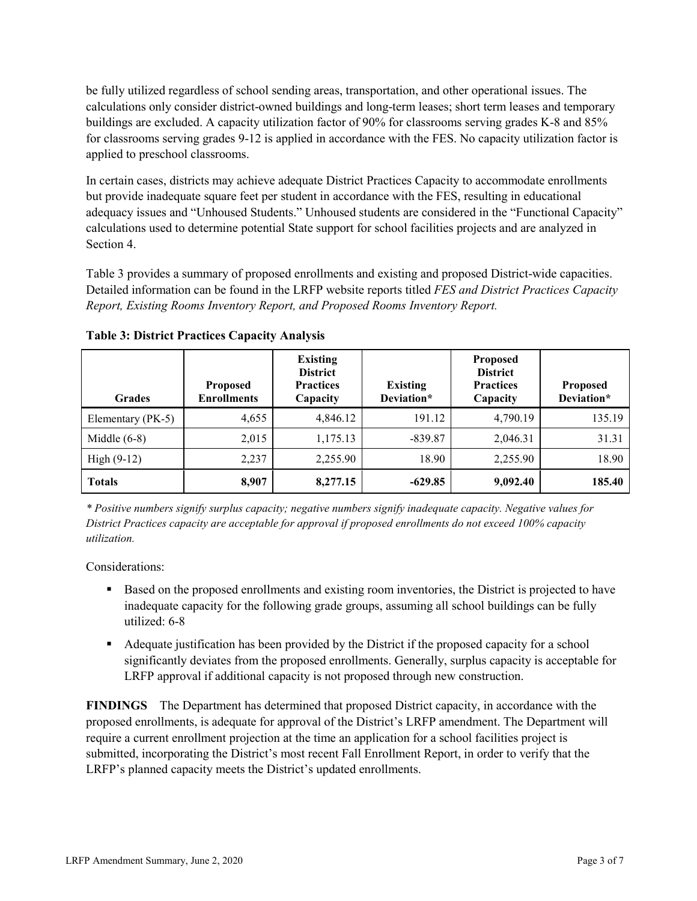be fully utilized regardless of school sending areas, transportation, and other operational issues. The calculations only consider district-owned buildings and long-term leases; short term leases and temporary buildings are excluded. A capacity utilization factor of 90% for classrooms serving grades K-8 and 85% for classrooms serving grades 9-12 is applied in accordance with the FES. No capacity utilization factor is applied to preschool classrooms.

In certain cases, districts may achieve adequate District Practices Capacity to accommodate enrollments but provide inadequate square feet per student in accordance with the FES, resulting in educational adequacy issues and "Unhoused Students." Unhoused students are considered in the "Functional Capacity" calculations used to determine potential State support for school facilities projects and are analyzed in Section 4.

Table 3 provides a summary of proposed enrollments and existing and proposed District-wide capacities. Detailed information can be found in the LRFP website reports titled *FES and District Practices Capacity Report, Existing Rooms Inventory Report, and Proposed Rooms Inventory Report.*

**Table 3: District Practices Capacity Analysis**

| Grades | Proposed Enrollments | Existing District Practices Capacity | Existing Deviation* | Proposed District Practices Capacity | Proposed Deviation* |
|---|---|---|---|---|---|
| Elementary (PK-5) | 4,655 | 4,846.12 | 191.12 | 4,790.19 | 135.19 |
| Middle (6-8) | 2,015 | 1,175.13 | -839.87 | 2,046.31 | 31.31 |
| High (9-12) | 2,237 | 2,255.90 | 18.90 | 2,255.90 | 18.90 |
| **Totals** | **8,907** | **8,277.15** | **-629.85** | **9,092.40** | **185.40** |

*\* Positive numbers signify surplus capacity; negative numbers signify inadequate capacity. Negative values for District Practices capacity are acceptable for approval if proposed enrollments do not exceed 100% capacity utilization.*

Considerations:

- Based on the proposed enrollments and existing room inventories, the District is projected to have inadequate capacity for the following grade groups, assuming all school buildings can be fully utilized: 6-8
- Adequate justification has been provided by the District if the proposed capacity for a school significantly deviates from the proposed enrollments. Generally, surplus capacity is acceptable for LRFP approval if additional capacity is not proposed through new construction.

**FINDINGS** The Department has determined that proposed District capacity, in accordance with the proposed enrollments, is adequate for approval of the District's LRFP amendment. The Department will require a current enrollment projection at the time an application for a school facilities project is submitted, incorporating the District's most recent Fall Enrollment Report, in order to verify that the LRFP's planned capacity meets the District's updated enrollments.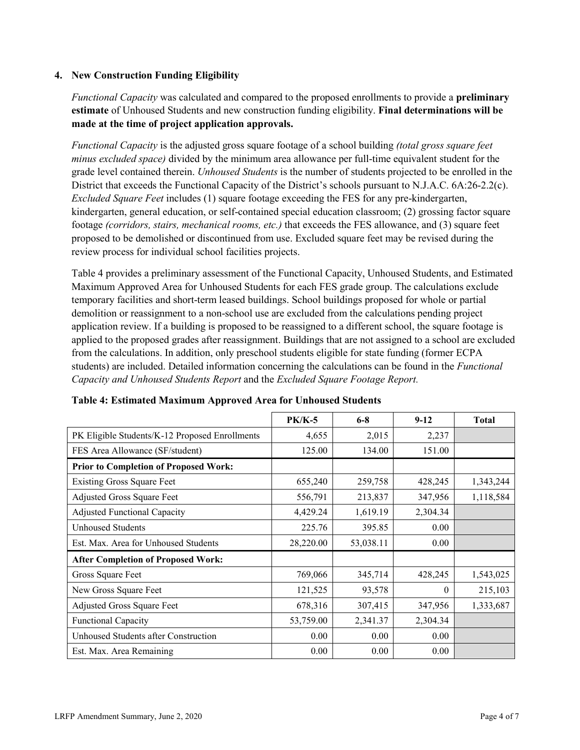## 4. New Construction Funding Eligibility

*Functional Capacity* was calculated and compared to the proposed enrollments to provide a **preliminary estimate** of Unhoused Students and new construction funding eligibility. **Final determinations will be made at the time of project application approvals.**

*Functional Capacity* is the adjusted gross square footage of a school building *(total gross square feet minus excluded space)* divided by the minimum area allowance per full-time equivalent student for the grade level contained therein. *Unhoused Students* is the number of students projected to be enrolled in the District that exceeds the Functional Capacity of the District's schools pursuant to N.J.A.C. 6A:26-2.2(c). *Excluded Square Feet* includes (1) square footage exceeding the FES for any pre-kindergarten, kindergarten, general education, or self-contained special education classroom; (2) grossing factor square footage *(corridors, stairs, mechanical rooms, etc.)* that exceeds the FES allowance, and (3) square feet proposed to be demolished or discontinued from use. Excluded square feet may be revised during the review process for individual school facilities projects.

Table 4 provides a preliminary assessment of the Functional Capacity, Unhoused Students, and Estimated Maximum Approved Area for Unhoused Students for each FES grade group. The calculations exclude temporary facilities and short-term leased buildings. School buildings proposed for whole or partial demolition or reassignment to a non-school use are excluded from the calculations pending project application review. If a building is proposed to be reassigned to a different school, the square footage is applied to the proposed grades after reassignment. Buildings that are not assigned to a school are excluded from the calculations. In addition, only preschool students eligible for state funding (former ECPA students) are included. Detailed information concerning the calculations can be found in the *Functional Capacity and Unhoused Students Report* and the *Excluded Square Footage Report.*

**Table 4: Estimated Maximum Approved Area for Unhoused Students**

| | PK/K-5 | 6-8 | 9-12 | Total |
|---|---|---|---|---|
| PK Eligible Students/K-12 Proposed Enrollments | 4,655 | 2,015 | 2,237 | |
| FES Area Allowance (SF/student) | 125.00 | 134.00 | 151.00 | |
| **Prior to Completion of Proposed Work:** | | | | |
| Existing Gross Square Feet | 655,240 | 259,758 | 428,245 | 1,343,244 |
| Adjusted Gross Square Feet | 556,791 | 213,837 | 347,956 | 1,118,584 |
| Adjusted Functional Capacity | 4,429.24 | 1,619.19 | 2,304.34 | |
| Unhoused Students | 225.76 | 395.85 | 0.00 | |
| Est. Max. Area for Unhoused Students | 28,220.00 | 53,038.11 | 0.00 | |
| **After Completion of Proposed Work:** | | | | |
| Gross Square Feet | 769,066 | 345,714 | 428,245 | 1,543,025 |
| New Gross Square Feet | 121,525 | 93,578 | 0 | 215,103 |
| Adjusted Gross Square Feet | 678,316 | 307,415 | 347,956 | 1,333,687 |
| Functional Capacity | 53,759.00 | 2,341.37 | 2,304.34 | |
| Unhoused Students after Construction | 0.00 | 0.00 | 0.00 | |
| Est. Max. Area Remaining | 0.00 | 0.00 | 0.00 | |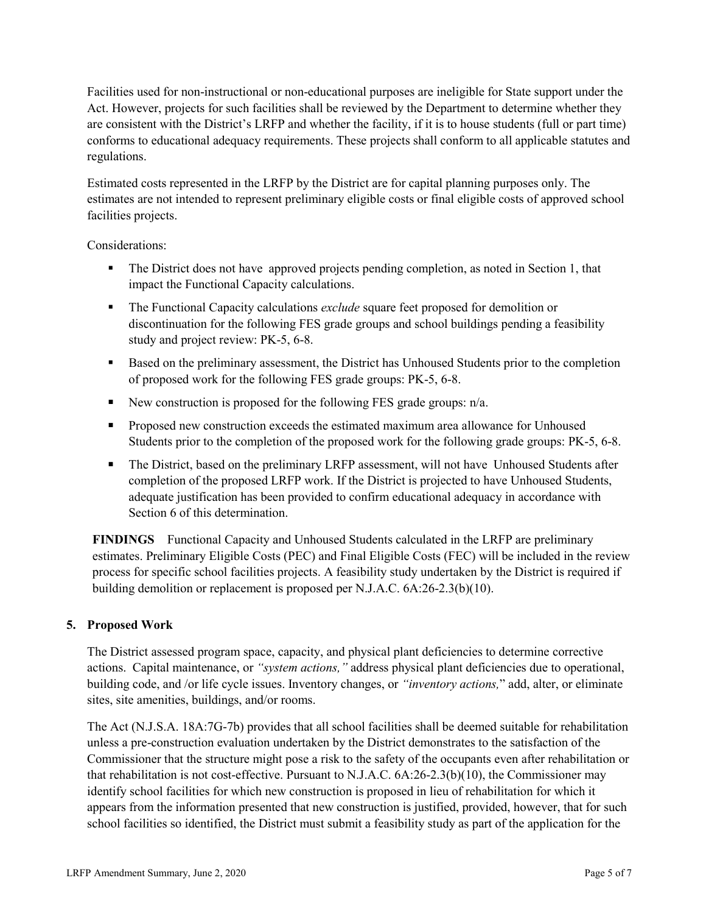Facilities used for non-instructional or non-educational purposes are ineligible for State support under the Act. However, projects for such facilities shall be reviewed by the Department to determine whether they are consistent with the District's LRFP and whether the facility, if it is to house students (full or part time) conforms to educational adequacy requirements. These projects shall conform to all applicable statutes and regulations.

Estimated costs represented in the LRFP by the District are for capital planning purposes only. The estimates are not intended to represent preliminary eligible costs or final eligible costs of approved school facilities projects.

Considerations:

- The District does not have approved projects pending completion, as noted in Section 1, that impact the Functional Capacity calculations.
- The Functional Capacity calculations *exclude* square feet proposed for demolition or discontinuation for the following FES grade groups and school buildings pending a feasibility study and project review: PK-5, 6-8.
- Based on the preliminary assessment, the District has Unhoused Students prior to the completion of proposed work for the following FES grade groups: PK-5, 6-8.
- New construction is proposed for the following FES grade groups: n/a.
- Proposed new construction exceeds the estimated maximum area allowance for Unhoused Students prior to the completion of the proposed work for the following grade groups: PK-5, 6-8.
- The District, based on the preliminary LRFP assessment, will not have Unhoused Students after completion of the proposed LRFP work. If the District is projected to have Unhoused Students, adequate justification has been provided to confirm educational adequacy in accordance with Section 6 of this determination.

**FINDINGS** Functional Capacity and Unhoused Students calculated in the LRFP are preliminary estimates. Preliminary Eligible Costs (PEC) and Final Eligible Costs (FEC) will be included in the review process for specific school facilities projects. A feasibility study undertaken by the District is required if building demolition or replacement is proposed per N.J.A.C. 6A:26-2.3(b)(10).

## 5. Proposed Work

The District assessed program space, capacity, and physical plant deficiencies to determine corrective actions. Capital maintenance, or *"system actions,"* address physical plant deficiencies due to operational, building code, and /or life cycle issues. Inventory changes, or *"inventory actions,"* add, alter, or eliminate sites, site amenities, buildings, and/or rooms.

The Act (N.J.S.A. 18A:7G-7b) provides that all school facilities shall be deemed suitable for rehabilitation unless a pre-construction evaluation undertaken by the District demonstrates to the satisfaction of the Commissioner that the structure might pose a risk to the safety of the occupants even after rehabilitation or that rehabilitation is not cost-effective. Pursuant to N.J.A.C. 6A:26-2.3(b)(10), the Commissioner may identify school facilities for which new construction is proposed in lieu of rehabilitation for which it appears from the information presented that new construction is justified, provided, however, that for such school facilities so identified, the District must submit a feasibility study as part of the application for the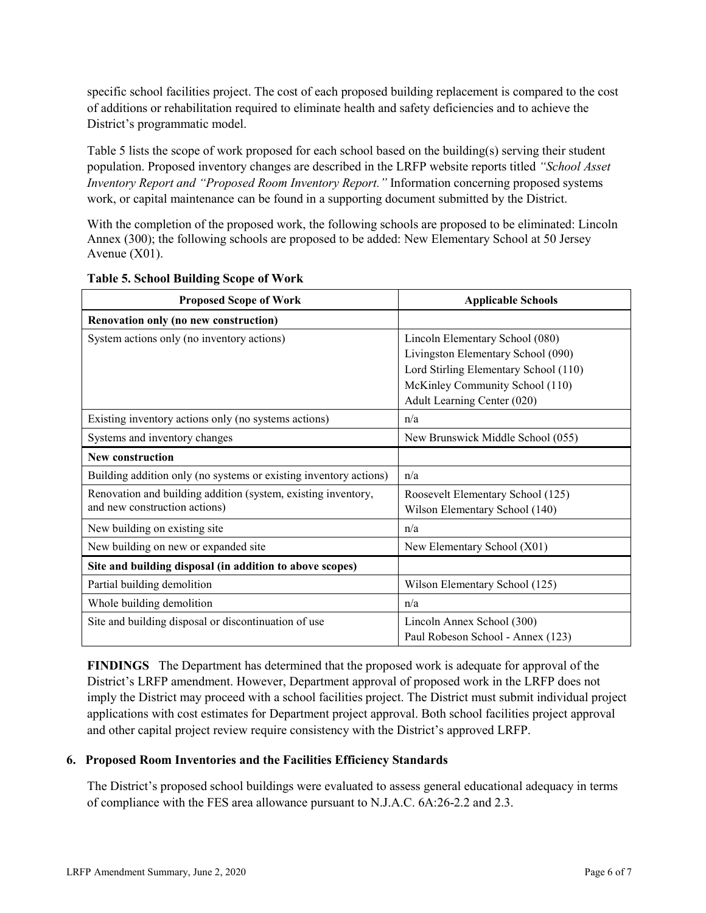specific school facilities project. The cost of each proposed building replacement is compared to the cost of additions or rehabilitation required to eliminate health and safety deficiencies and to achieve the District's programmatic model.

Table 5 lists the scope of work proposed for each school based on the building(s) serving their student population. Proposed inventory changes are described in the LRFP website reports titled *"School Asset Inventory Report and "Proposed Room Inventory Report."* Information concerning proposed systems work, or capital maintenance can be found in a supporting document submitted by the District.

With the completion of the proposed work, the following schools are proposed to be eliminated: Lincoln Annex (300); the following schools are proposed to be added: New Elementary School at 50 Jersey Avenue (X01).

**Table 5. School Building Scope of Work**

| Proposed Scope of Work | Applicable Schools |
|---|---|
| **Renovation only (no new construction)** | |
| System actions only (no inventory actions) | Lincoln Elementary School (080)<br>Livingston Elementary School (090)<br>Lord Stirling Elementary School (110)<br>McKinley Community School (110)<br>Adult Learning Center (020) |
| Existing inventory actions only (no systems actions) | n/a |
| Systems and inventory changes | New Brunswick Middle School (055) |
| **New construction** | |
| Building addition only (no systems or existing inventory actions) | n/a |
| Renovation and building addition (system, existing inventory, and new construction actions) | Roosevelt Elementary School (125)<br>Wilson Elementary School (140) |
| New building on existing site | n/a |
| New building on new or expanded site | New Elementary School (X01) |
| **Site and building disposal (in addition to above scopes)** | |
| Partial building demolition | Wilson Elementary School (125) |
| Whole building demolition | n/a |
| Site and building disposal or discontinuation of use | Lincoln Annex School (300)<br>Paul Robeson School - Annex (123) |

**FINDINGS** The Department has determined that the proposed work is adequate for approval of the District's LRFP amendment. However, Department approval of proposed work in the LRFP does not imply the District may proceed with a school facilities project. The District must submit individual project applications with cost estimates for Department project approval. Both school facilities project approval and other capital project review require consistency with the District's approved LRFP.

## 6. Proposed Room Inventories and the Facilities Efficiency Standards

The District's proposed school buildings were evaluated to assess general educational adequacy in terms of compliance with the FES area allowance pursuant to N.J.A.C. 6A:26-2.2 and 2.3.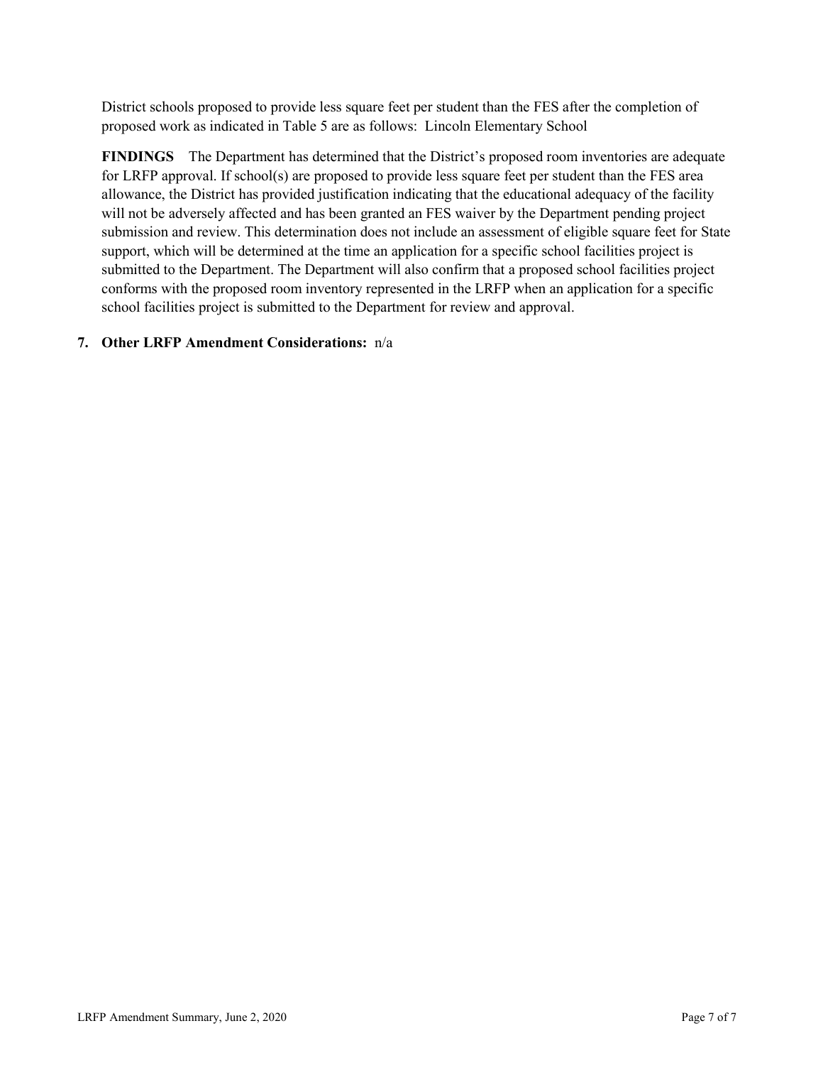District schools proposed to provide less square feet per student than the FES after the completion of proposed work as indicated in Table 5 are as follows: Lincoln Elementary School

**FINDINGS** The Department has determined that the District's proposed room inventories are adequate for LRFP approval. If school(s) are proposed to provide less square feet per student than the FES area allowance, the District has provided justification indicating that the educational adequacy of the facility will not be adversely affected and has been granted an FES waiver by the Department pending project submission and review. This determination does not include an assessment of eligible square feet for State support, which will be determined at the time an application for a specific school facilities project is submitted to the Department. The Department will also confirm that a proposed school facilities project conforms with the proposed room inventory represented in the LRFP when an application for a specific school facilities project is submitted to the Department for review and approval.

**7. Other LRFP Amendment Considerations:** n/a